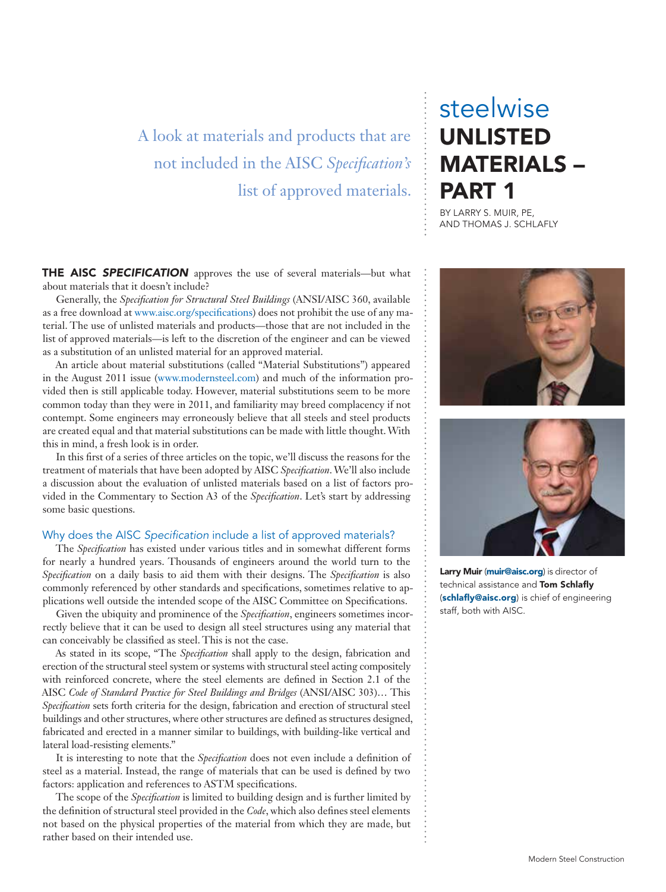steelwise

# UNLISTED MATERIALS – PART 1

BY LARRY S. MUIR, PE, AND THOMAS J. SCHLAFLY

A look at materials and products that are not included in the AISC *Specification's* list of approved materials.

**Larry Muir** (**muir@aisc.org**) is director of technical assistance and **Tom Schlafly** (**schlafly@aisc.org**) is chief of engineering staff, both with AISC.

**THE AISC *SPECIFICATION*** approves the use of several materials—but what about materials that it doesn't include?

Generally, the *Specification for Structural Steel Buildings* (ANSI/AISC 360, available as a free download at www.aisc.org/specifications) does not prohibit the use of any material. The use of unlisted materials and products—those that are not included in the list of approved materials—is left to the discretion of the engineer and can be viewed as a substitution of an unlisted material for an approved material.

An article about material substitutions (called "Material Substitutions") appeared in the August 2011 issue (www.modernsteel.com) and much of the information provided then is still applicable today. However, material substitutions seem to be more common today than they were in 2011, and familiarity may breed complacency if not contempt. Some engineers may erroneously believe that all steels and steel products are created equal and that material substitutions can be made with little thought. With this in mind, a fresh look is in order.

In this first of a series of three articles on the topic, we'll discuss the reasons for the treatment of materials that have been adopted by AISC *Specification*. We'll also include a discussion about the evaluation of unlisted materials based on a list of factors provided in the Commentary to Section A3 of the *Specification*. Let's start by addressing some basic questions.

## Why does the AISC *Specification* include a list of approved materials?

The *Specification* has existed under various titles and in somewhat different forms for nearly a hundred years. Thousands of engineers around the world turn to the *Specification* on a daily basis to aid them with their designs. The *Specification* is also commonly referenced by other standards and specifications, sometimes relative to applications well outside the intended scope of the AISC Committee on Specifications.

Given the ubiquity and prominence of the *Specification*, engineers sometimes incorrectly believe that it can be used to design all steel structures using any material that can conceivably be classified as steel. This is not the case.

As stated in its scope, "The *Specification* shall apply to the design, fabrication and erection of the structural steel system or systems with structural steel acting compositely with reinforced concrete, where the steel elements are defined in Section 2.1 of the AISC *Code of Standard Practice for Steel Buildings and Bridges* (ANSI/AISC 303)… This *Specification* sets forth criteria for the design, fabrication and erection of structural steel buildings and other structures, where other structures are defined as structures designed, fabricated and erected in a manner similar to buildings, with building-like vertical and lateral load-resisting elements."

It is interesting to note that the *Specification* does not even include a definition of steel as a material. Instead, the range of materials that can be used is defined by two factors: application and references to ASTM specifications.

The scope of the *Specification* is limited to building design and is further limited by the definition of structural steel provided in the *Code*, which also defines steel elements not based on the physical properties of the material from which they are made, but rather based on their intended use.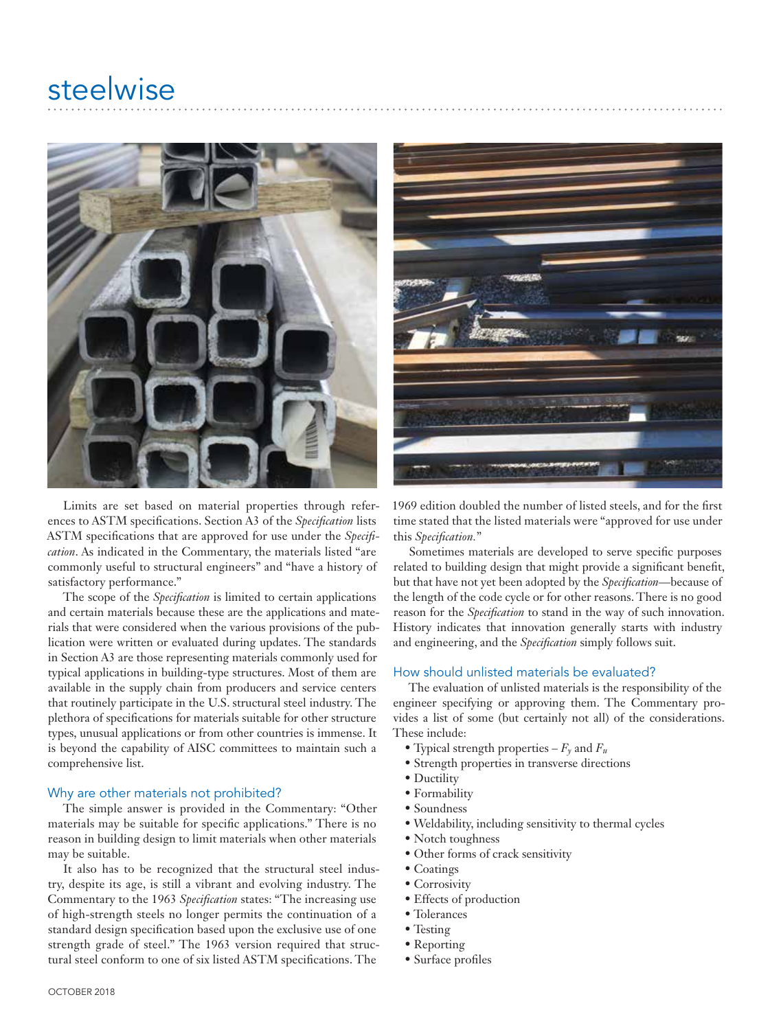Limits are set based on material properties through references to ASTM specifications. Section A3 of the *Specification* lists ASTM specifications that are approved for use under the *Specification*. As indicated in the Commentary, the materials listed "are commonly useful to structural engineers" and "have a history of satisfactory performance."

The scope of the *Specification* is limited to certain applications and certain materials because these are the applications and materials that were considered when the various provisions of the publication were written or evaluated during updates. The standards in Section A3 are those representing materials commonly used for typical applications in building-type structures. Most of them are available in the supply chain from producers and service centers that routinely participate in the U.S. structural steel industry. The plethora of specifications for materials suitable for other structure types, unusual applications or from other countries is immense. It is beyond the capability of AISC committees to maintain such a comprehensive list.

## Why are other materials not prohibited?

The simple answer is provided in the Commentary: "Other materials may be suitable for specific applications." There is no reason in building design to limit materials when other materials may be suitable.

It also has to be recognized that the structural steel industry, despite its age, is still a vibrant and evolving industry. The Commentary to the 1963 *Specification* states: "The increasing use of high-strength steels no longer permits the continuation of a standard design specification based upon the exclusive use of one strength grade of steel." The 1963 version required that structural steel conform to one of six listed ASTM specifications. The 1969 edition doubled the number of listed steels, and for the first time stated that the listed materials were "approved for use under this *Specification*."

Sometimes materials are developed to serve specific purposes related to building design that might provide a significant benefit, but that have not yet been adopted by the *Specification*—because of the length of the code cycle or for other reasons. There is no good reason for the *Specification* to stand in the way of such innovation. History indicates that innovation generally starts with industry and engineering, and the *Specification* simply follows suit.

## How should unlisted materials be evaluated?

The evaluation of unlisted materials is the responsibility of the engineer specifying or approving them. The Commentary provides a list of some (but certainly not all) of the considerations. These include:

- Typical strength properties – $F_y$ and $F_u$
- Strength properties in transverse directions
- Ductility
- Formability
- Soundness
- Weldability, including sensitivity to thermal cycles
- Notch toughness
- Other forms of crack sensitivity
- Coatings
- Corrosivity
- Effects of production
- Tolerances
- Testing
- Reporting
- Surface profiles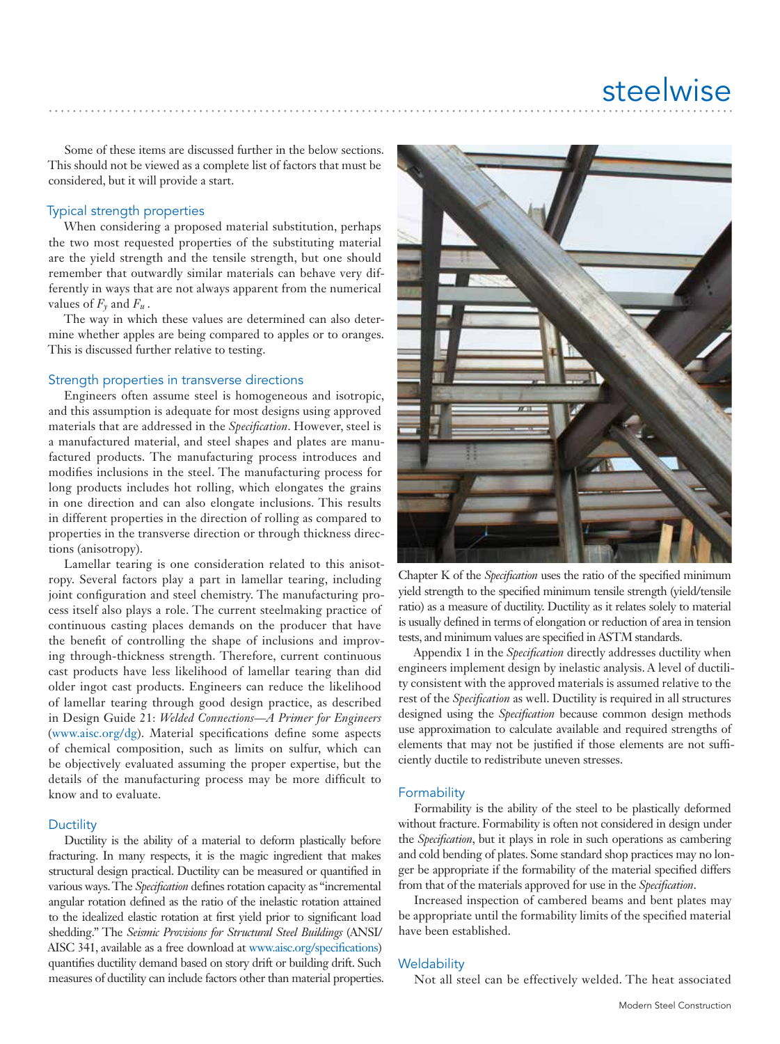Some of these items are discussed further in the below sections. This should not be viewed as a complete list of factors that must be considered, but it will provide a start.

### Typical strength properties

When considering a proposed material substitution, perhaps the two most requested properties of the substituting material are the yield strength and the tensile strength, but one should remember that outwardly similar materials can behave very differently in ways that are not always apparent from the numerical values of $F_y$ and $F_u$.

The way in which these values are determined can also determine whether apples are being compared to apples or to oranges. This is discussed further relative to testing.

### Strength properties in transverse directions

Engineers often assume steel is homogeneous and isotropic, and this assumption is adequate for most designs using approved materials that are addressed in the *Specification*. However, steel is a manufactured material, and steel shapes and plates are manufactured products. The manufacturing process introduces and modifies inclusions in the steel. The manufacturing process for long products includes hot rolling, which elongates the grains in one direction and can also elongate inclusions. This results in different properties in the direction of rolling as compared to properties in the transverse direction or through thickness directions (anisotropy).

Lamellar tearing is one consideration related to this anisotropy. Several factors play a part in lamellar tearing, including joint configuration and steel chemistry. The manufacturing process itself also plays a role. The current steelmaking practice of continuous casting places demands on the producer that have the benefit of controlling the shape of inclusions and improving through-thickness strength. Therefore, current continuous cast products have less likelihood of lamellar tearing than did older ingot cast products. Engineers can reduce the likelihood of lamellar tearing through good design practice, as described in Design Guide 21: *Welded Connections—A Primer for Engineers* (www.aisc.org/dg). Material specifications define some aspects of chemical composition, such as limits on sulfur, which can be objectively evaluated assuming the proper expertise, but the details of the manufacturing process may be more difficult to know and to evaluate.

### Ductility

Ductility is the ability of a material to deform plastically before fracturing. In many respects, it is the magic ingredient that makes structural design practical. Ductility can be measured or quantified in various ways. The *Specification* defines rotation capacity as "incremental angular rotation defined as the ratio of the inelastic rotation attained to the idealized elastic rotation at first yield prior to significant load shedding." The *Seismic Provisions for Structural Steel Buildings* (ANSI/AISC 341, available as a free download at www.aisc.org/specifications) quantifies ductility demand based on story drift or building drift. Such measures of ductility can include factors other than material properties. Chapter K of the *Specification* uses the ratio of the specified minimum yield strength to the specified minimum tensile strength (yield/tensile ratio) as a measure of ductility. Ductility as it relates solely to material is usually defined in terms of elongation or reduction of area in tension tests, and minimum values are specified in ASTM standards.

Appendix 1 in the *Specification* directly addresses ductility when engineers implement design by inelastic analysis. A level of ductility consistent with the approved materials is assumed relative to the rest of the *Specification* as well. Ductility is required in all structures designed using the *Specification* because common design methods use approximation to calculate available and required strengths of elements that may not be justified if those elements are not sufficiently ductile to redistribute uneven stresses.

### Formability

Formability is the ability of the steel to be plastically deformed without fracture. Formability is often not considered in design under the *Specification*, but it plays in role in such operations as cambering and cold bending of plates. Some standard shop practices may no longer be appropriate if the formability of the material specified differs from that of the materials approved for use in the *Specification*.

Increased inspection of cambered beams and bent plates may be appropriate until the formability limits of the specified material have been established.

### Weldability

Not all steel can be effectively welded. The heat associated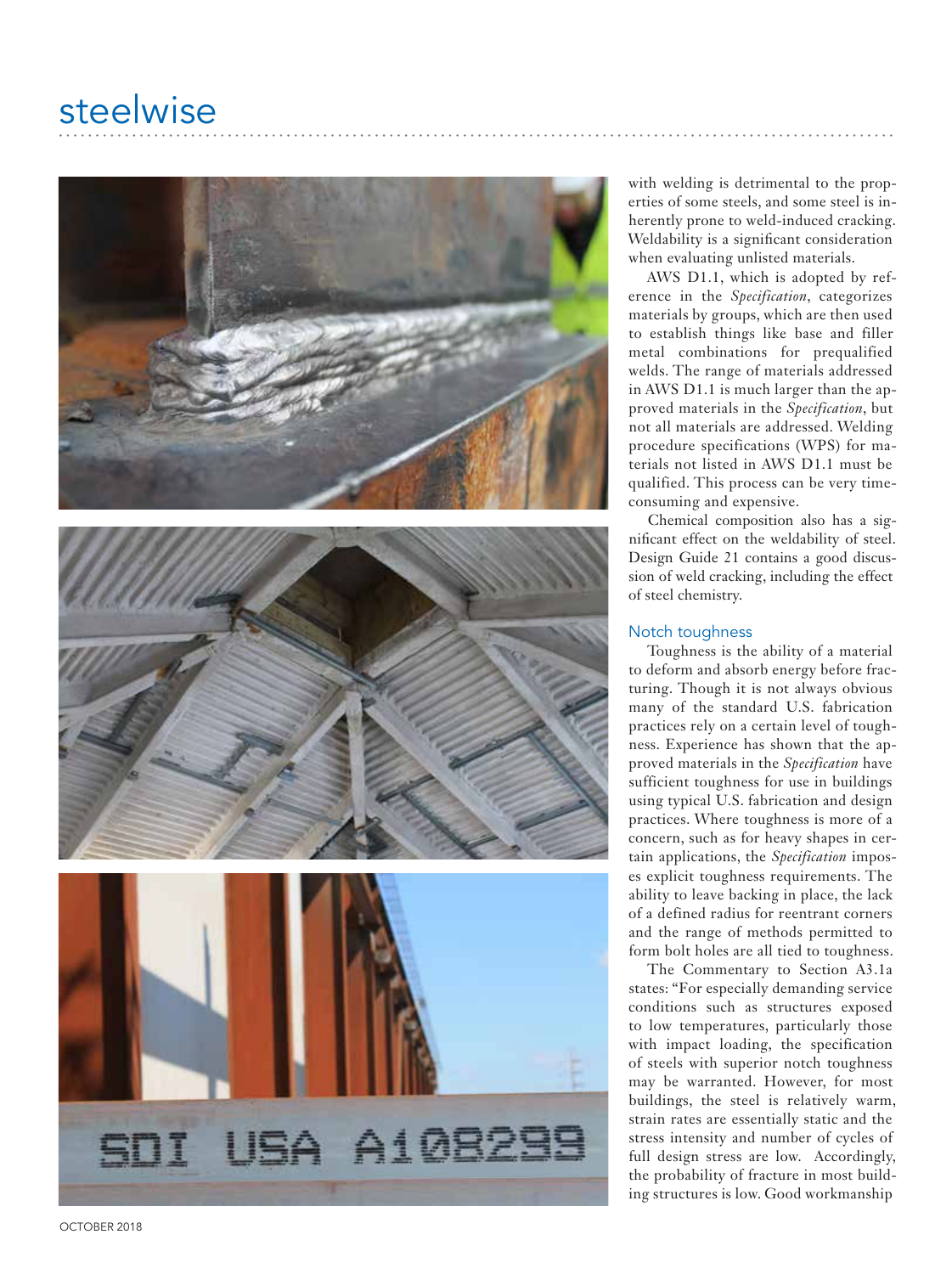with welding is detrimental to the properties of some steels, and some steel is inherently prone to weld-induced cracking. Weldability is a significant consideration when evaluating unlisted materials.

AWS D1.1, which is adopted by reference in the *Specification*, categorizes materials by groups, which are then used to establish things like base and filler metal combinations for prequalified welds. The range of materials addressed in AWS D1.1 is much larger than the approved materials in the *Specification*, but not all materials are addressed. Welding procedure specifications (WPS) for materials not listed in AWS D1.1 must be qualified. This process can be very time-consuming and expensive.

Chemical composition also has a significant effect on the weldability of steel. Design Guide 21 contains a good discussion of weld cracking, including the effect of steel chemistry.

## Notch toughness

Toughness is the ability of a material to deform and absorb energy before fracturing. Though it is not always obvious many of the standard U.S. fabrication practices rely on a certain level of toughness. Experience has shown that the approved materials in the *Specification* have sufficient toughness for use in buildings using typical U.S. fabrication and design practices. Where toughness is more of a concern, such as for heavy shapes in certain applications, the *Specification* imposes explicit toughness requirements. The ability to leave backing in place, the lack of a defined radius for reentrant corners and the range of methods permitted to form bolt holes are all tied to toughness.

The Commentary to Section A3.1a states: "For especially demanding service conditions such as structures exposed to low temperatures, particularly those with impact loading, the specification of steels with superior notch toughness may be warranted. However, for most buildings, the steel is relatively warm, strain rates are essentially static and the stress intensity and number of cycles of full design stress are low. Accordingly, the probability of fracture in most building structures is low. Good workmanship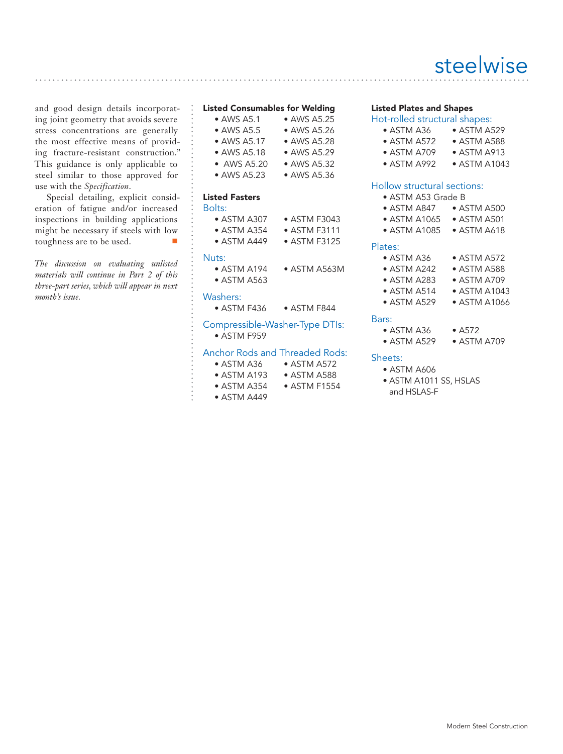and good design details incorporating joint geometry that avoids severe stress concentrations are generally the most effective means of providing fracture-resistant construction." This guidance is only applicable to steel similar to those approved for use with the *Specification*.

Special detailing, explicit consideration of fatigue and/or increased inspections in building applications might be necessary if steels with low toughness are to be used. ■

*The discussion on evaluating unlisted materials will continue in Part 2 of this three-part series, which will appear in next month's issue.*

**Listed Consumables for Welding**

- AWS A5.1
- AWS A5.5
- AWS A5.17
- AWS A5.18
- AWS A5.20
- AWS A5.23
- AWS A5.25
- AWS A5.26
- AWS A5.28
- AWS A5.29
- AWS A5.32
- AWS A5.36

**Listed Fasters**

Bolts:

- ASTM A307
- ASTM A354
- ASTM A449
- ASTM F3043
- ASTM F3111
- ASTM F3125

Nuts:

- ASTM A194
- ASTM A563
- ASTM A563M

Washers:

- ASTM F436
- ASTM F844

Compressible-Washer-Type DTIs:

- ASTM F959

Anchor Rods and Threaded Rods:

- ASTM A36
- ASTM A193
- ASTM A354
- ASTM A449
- ASTM A572
- ASTM A588
- ASTM F1554

**Listed Plates and Shapes**

Hot-rolled structural shapes:

- ASTM A36
- ASTM A572
- ASTM A709
- ASTM A992
- ASTM A529
- ASTM A588
- ASTM A913
- ASTM A1043

Hollow structural sections:

- ASTM A53 Grade B
- ASTM A847
- ASTM A1065
- ASTM A1085
- ASTM A500
- ASTM A501
- ASTM A618

Plates:

- ASTM A36
- ASTM A242
- ASTM A283
- ASTM A514
- ASTM A529
- ASTM A572
- ASTM A588
- ASTM A709
- ASTM A1043
- ASTM A1066

Bars:

- ASTM A36
- ASTM A529
- A572
- ASTM A709

Sheets:

- ASTM A606
- ASTM A1011 SS, HSLAS and HSLAS-F